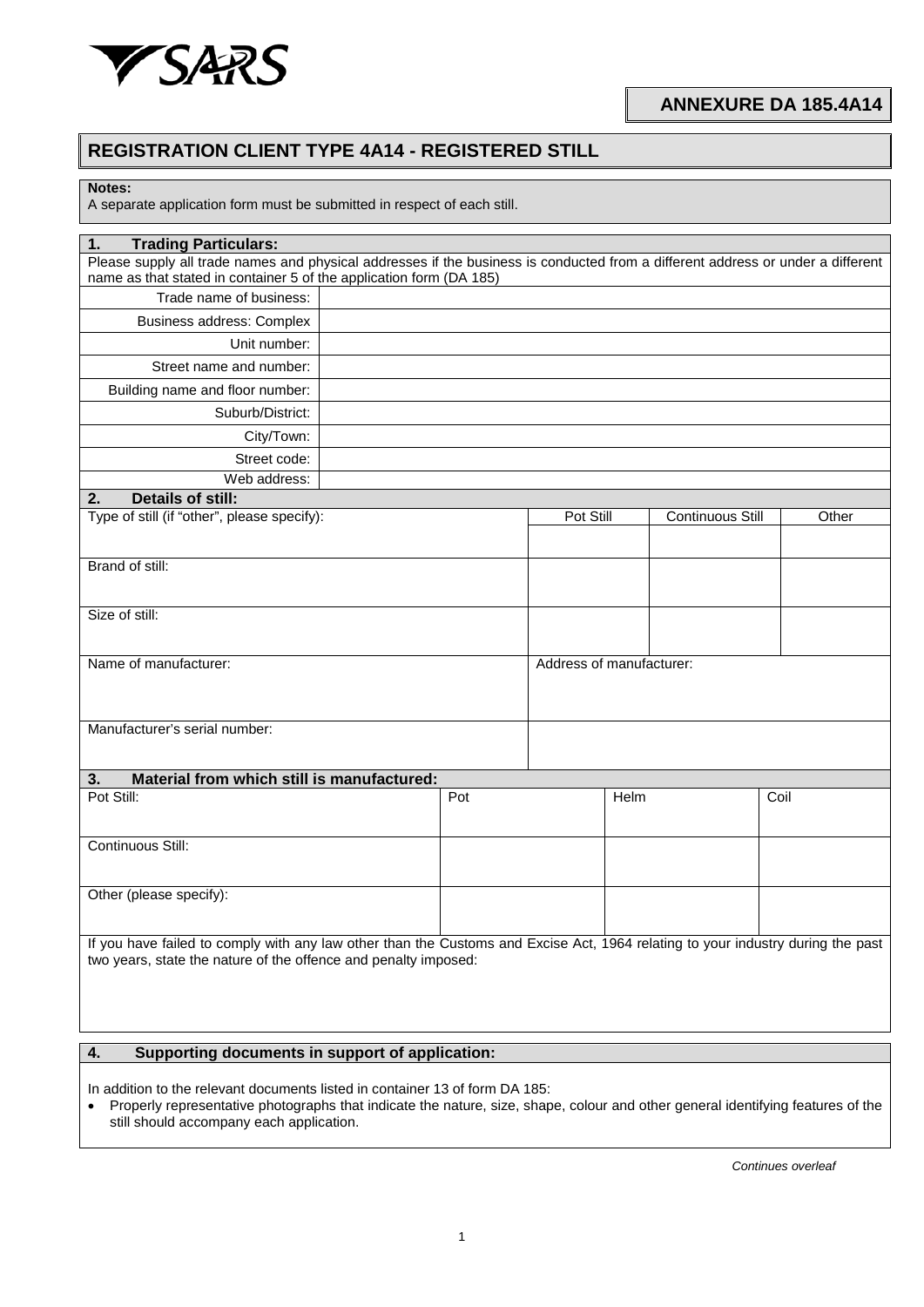**ANNEXURE DA 185.4A14**

# REGISTRATION CLIENT TYPE 4A14 - REGISTERED STILL

**Notes:**
A separate application form must be submitted in respect of each still.

## 1. Trading Particulars:

Please supply all trade names and physical addresses if the business is conducted from a different address or under a different name as that stated in container 5 of the application form (DA 185)

| | |
|---|---|
| Trade name of business: | |
| Business address: Complex | |
| Unit number: | |
| Street name and number: | |
| Building name and floor number: | |
| Suburb/District: | |
| City/Town: | |
| Street code: | |
| Web address: | |

## 2. Details of still:

| | Pot Still | Continuous Still | Other |
|---|---|---|---|
| Type of still (if "other", please specify): | | | |
| Brand of still: | | | |
| Size of still: | | | |

| | |
|---|---|
| Name of manufacturer: | Address of manufacturer: |
| Manufacturer's serial number: | |

## 3. Material from which still is manufactured:

| | Pot | Helm | Coil |
|---|---|---|---|
| Pot Still: | | | |
| Continuous Still: | | | |
| Other (please specify): | | | |

If you have failed to comply with any law other than the Customs and Excise Act, 1964 relating to your industry during the past two years, state the nature of the offence and penalty imposed:

## 4. Supporting documents in support of application:

In addition to the relevant documents listed in container 13 of form DA 185:

- Properly representative photographs that indicate the nature, size, shape, colour and other general identifying features of the still should accompany each application.

*Continues overleaf*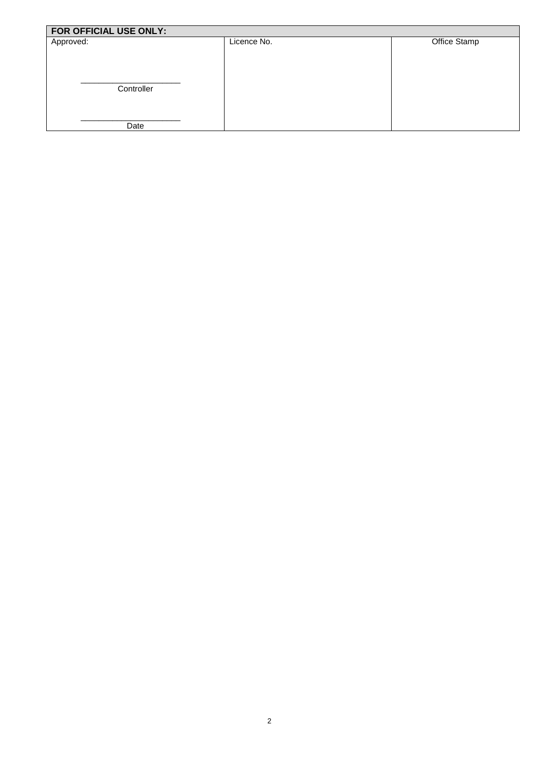| FOR OFFICIAL USE ONLY: | | |
| --- | --- | --- |
| Approved:<br><br>\_\_\_\_\_\_\_\_\_\_\_\_\_\_\_\_\_\_\_\_\_\_<br>Controller<br><br>\_\_\_\_\_\_\_\_\_\_\_\_\_\_\_\_\_\_\_\_\_\_<br>Date | Licence No. | Office Stamp |